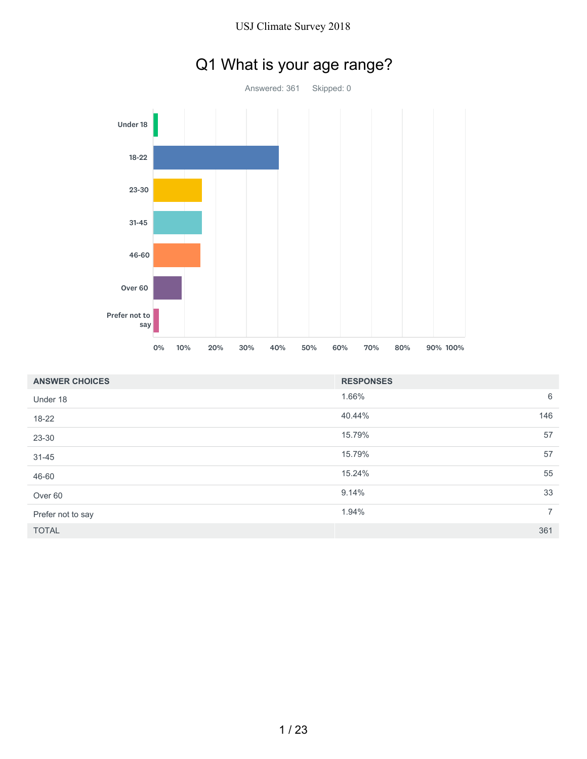# Q1 What is your age range?

Answered: 361 Skipped: 0

| ANSWER CHOICES | RESPONSES | |
|---|---|---|
| Under 18 | 1.66% | 6 |
| 18-22 | 40.44% | 146 |
| 23-30 | 15.79% | 57 |
| 31-45 | 15.79% | 57 |
| 46-60 | 15.24% | 55 |
| Over 60 | 9.14% | 33 |
| Prefer not to say | 1.94% | 7 |
| TOTAL | | 361 |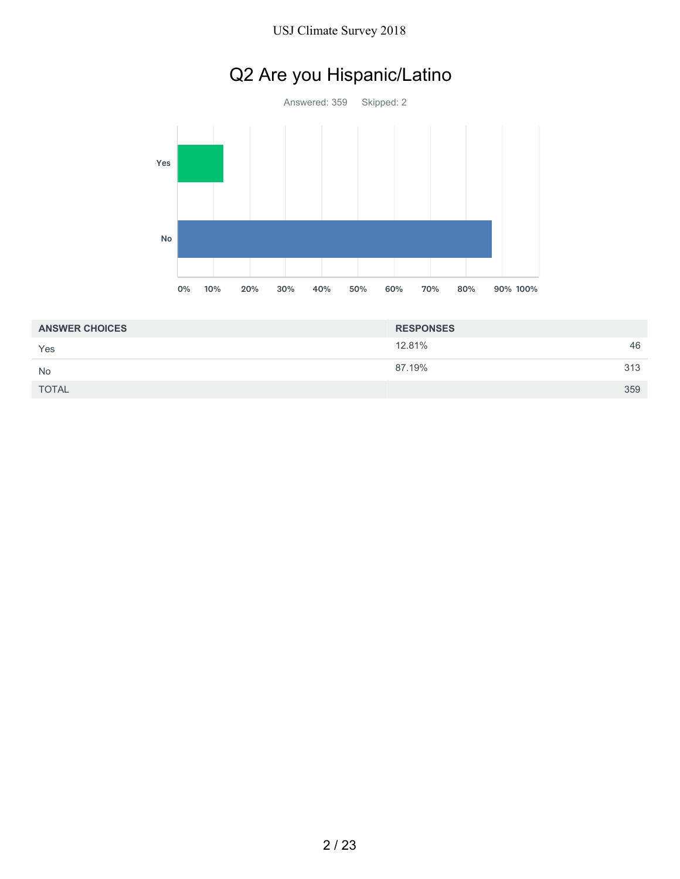# Q2 Are you Hispanic/Latino

Answered: 359 Skipped: 2

| ANSWER CHOICES | RESPONSES | |
|---|---|---|
| Yes | 12.81% | 46 |
| No | 87.19% | 313 |
| TOTAL | | 359 |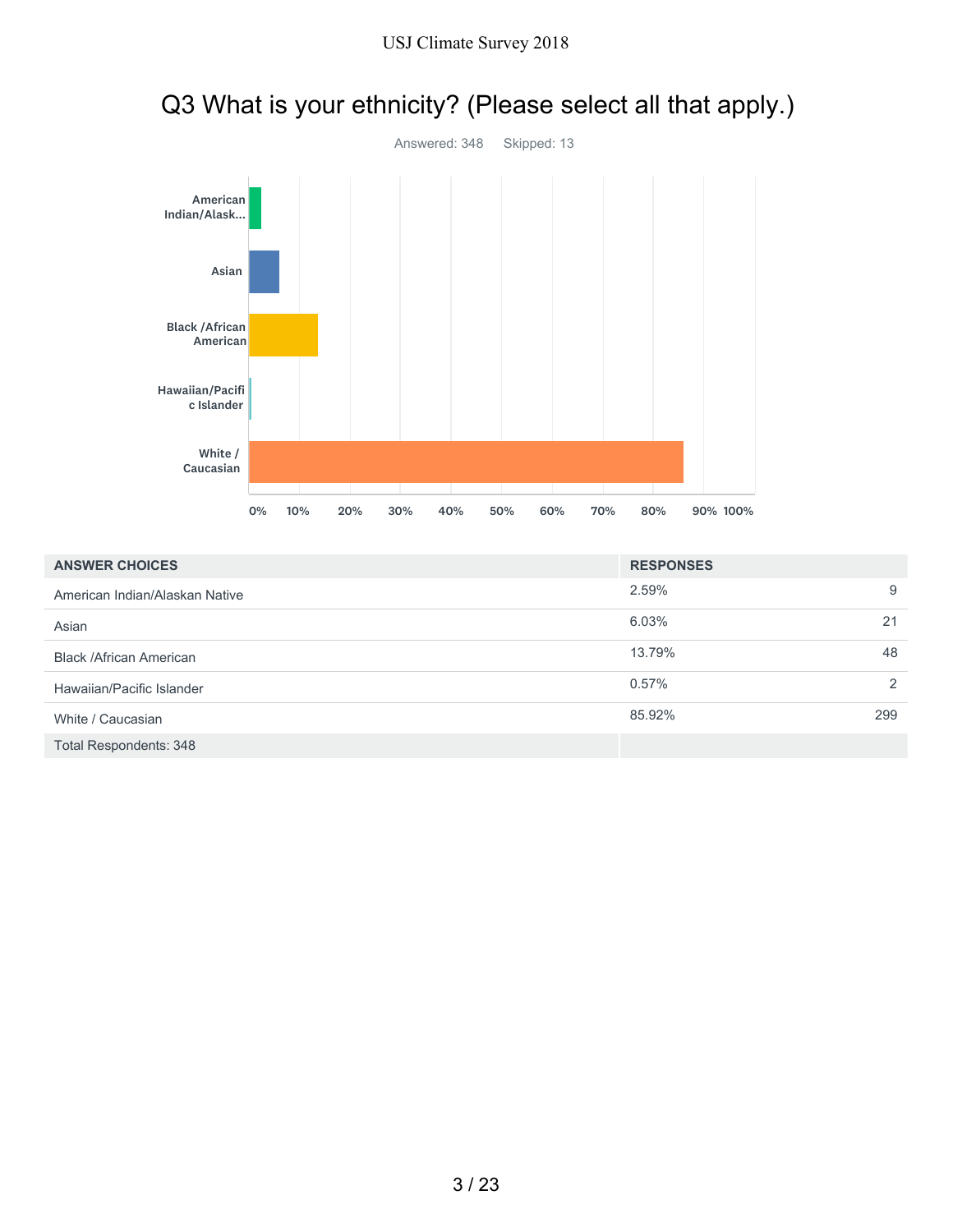# Q3 What is your ethnicity? (Please select all that apply.)

Answered: 348 Skipped: 13

| ANSWER CHOICES | RESPONSES | |
|---|---|---|
| American Indian/Alaskan Native | 2.59% | 9 |
| Asian | 6.03% | 21 |
| Black /African American | 13.79% | 48 |
| Hawaiian/Pacific Islander | 0.57% | 2 |
| White / Caucasian | 85.92% | 299 |
| Total Respondents: 348 | | |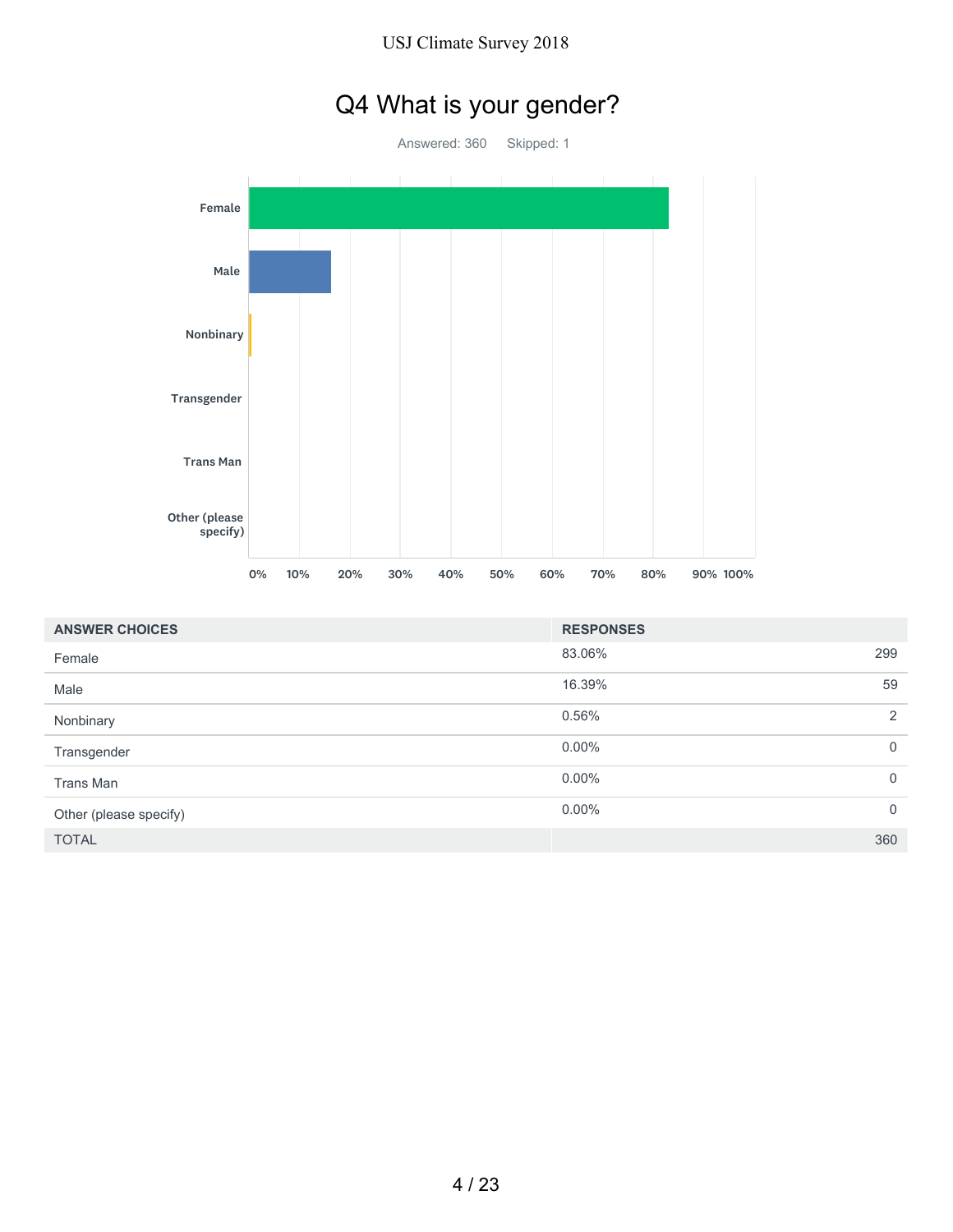# Q4 What is your gender?

Answered: 360 Skipped: 1

| ANSWER CHOICES | RESPONSES | |
|---|---|---|
| Female | 83.06% | 299 |
| Male | 16.39% | 59 |
| Nonbinary | 0.56% | 2 |
| Transgender | 0.00% | 0 |
| Trans Man | 0.00% | 0 |
| Other (please specify) | 0.00% | 0 |
| TOTAL | | 360 |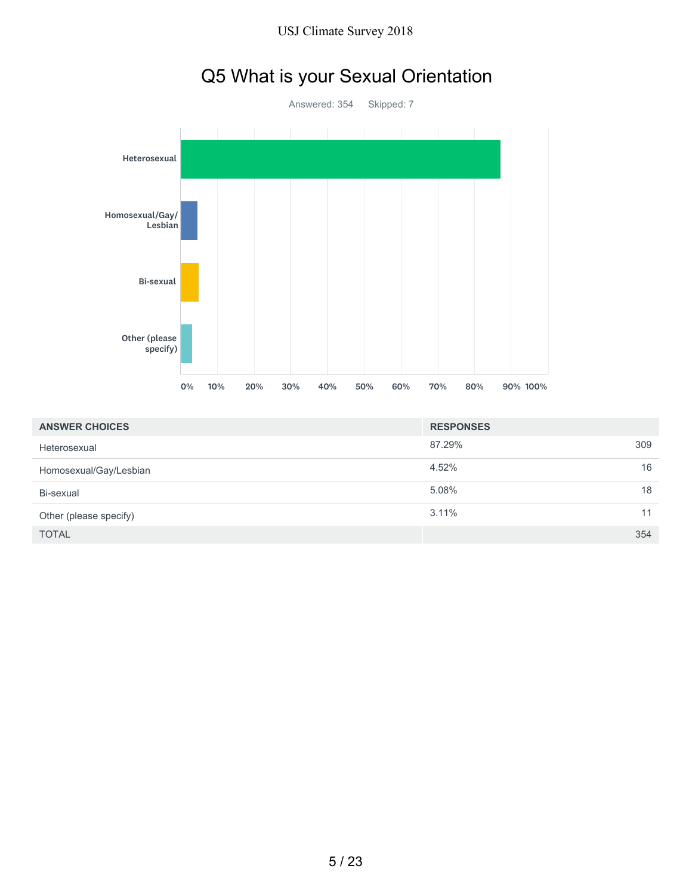# Q5 What is your Sexual Orientation

Answered: 354 Skipped: 7

| ANSWER CHOICES | RESPONSES | |
|---|---|---|
| Heterosexual | 87.29% | 309 |
| Homosexual/Gay/Lesbian | 4.52% | 16 |
| Bi-sexual | 5.08% | 18 |
| Other (please specify) | 3.11% | 11 |
| TOTAL | | 354 |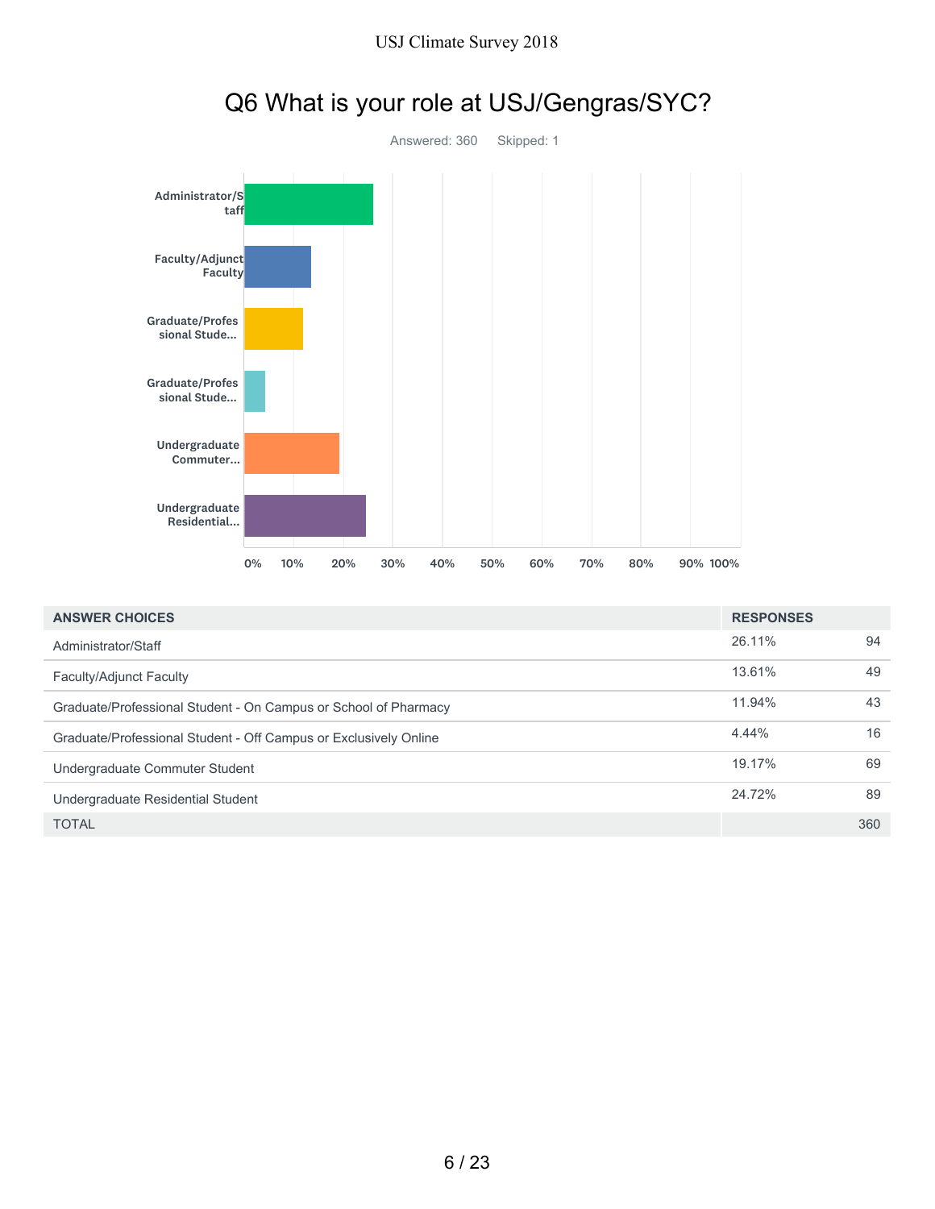## Q6 What is your role at USJ/Gengras/SYC?

Answered: 360    Skipped: 1

| ANSWER CHOICES | RESPONSES | |
|---|---|---|
| Administrator/Staff | 26.11% | 94 |
| Faculty/Adjunct Faculty | 13.61% | 49 |
| Graduate/Professional Student - On Campus or School of Pharmacy | 11.94% | 43 |
| Graduate/Professional Student - Off Campus or Exclusively Online | 4.44% | 16 |
| Undergraduate Commuter Student | 19.17% | 69 |
| Undergraduate Residential Student | 24.72% | 89 |
| TOTAL | | 360 |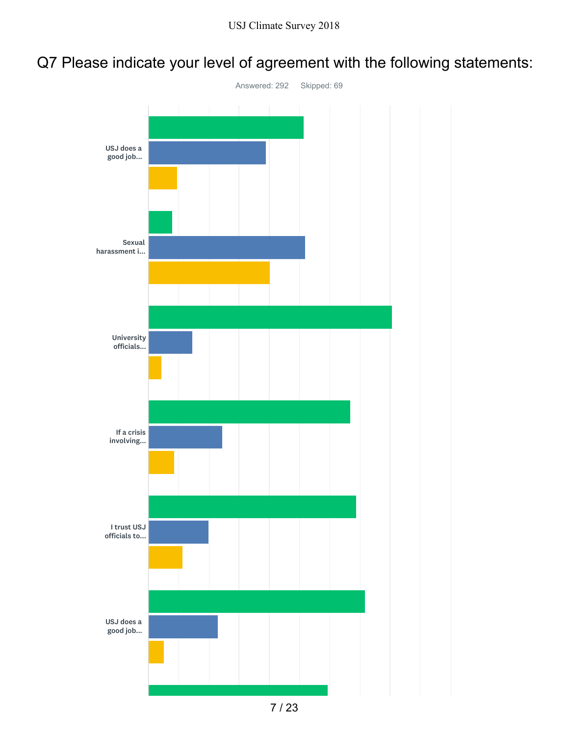# Q7 Please indicate your level of agreement with the following statements:

Answered: 292 Skipped: 69

USJ does a good job...

Sexual harassment i...

University officials...

If a crisis involving...

I trust USJ officials to...

USJ does a good job...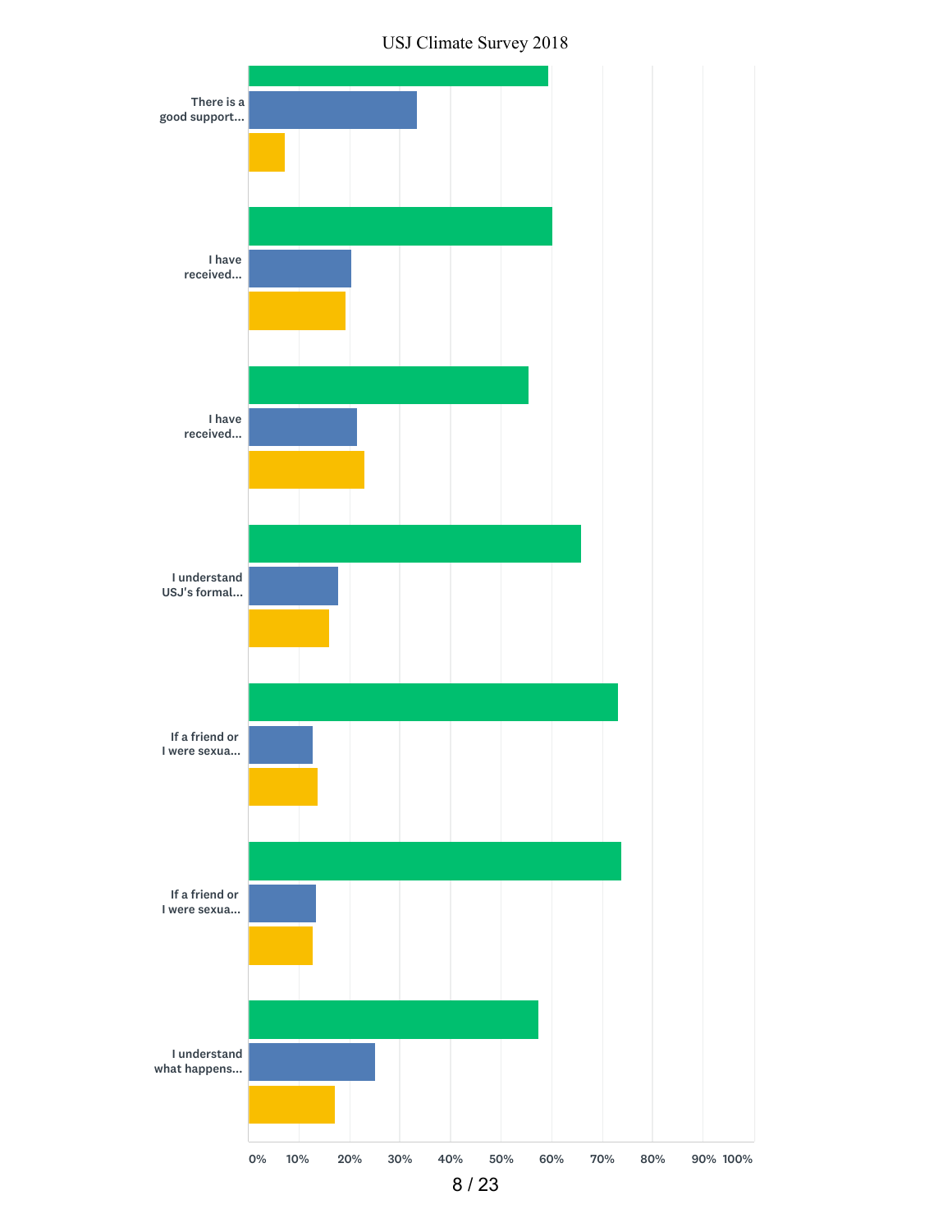There is a good support...

I have received...

I have received...

I understand USJ's formal...

If a friend or I were sexua...

If a friend or I were sexua...

I understand what happens...

0% 10% 20% 30% 40% 50% 60% 70% 80% 90% 100%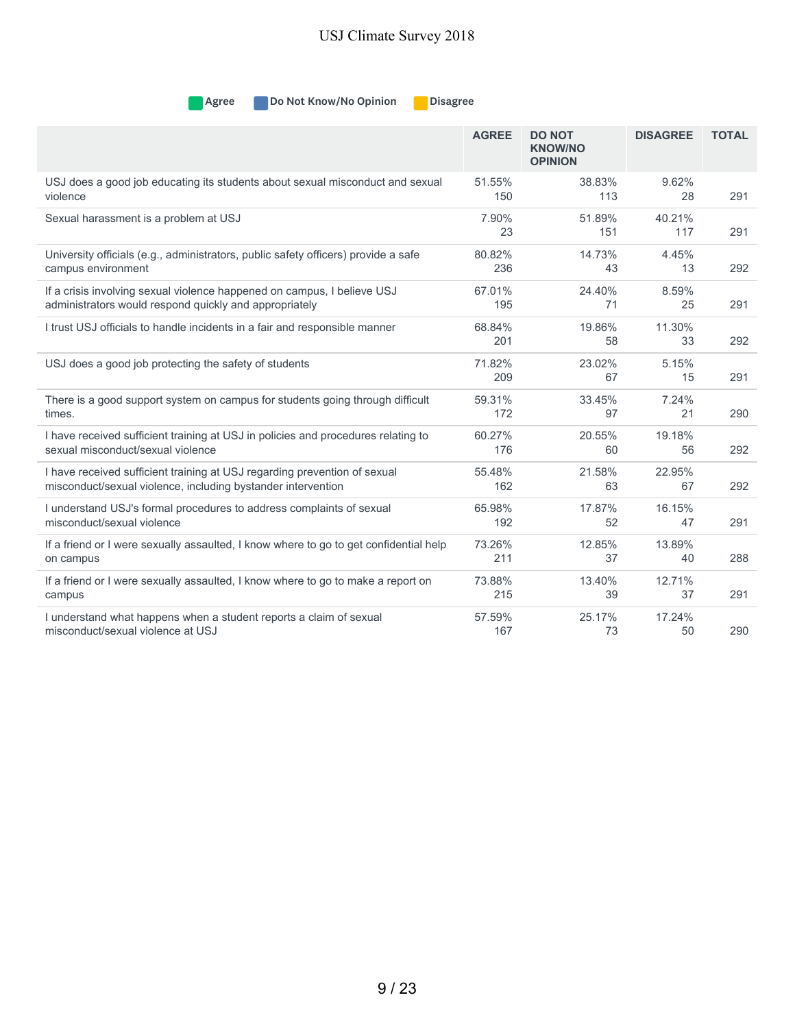Agree | Do Not Know/No Opinion | Disagree

| | AGREE | DO NOT KNOW/NO OPINION | DISAGREE | TOTAL |
|---|---|---|---|---|
| USJ does a good job educating its students about sexual misconduct and sexual violence | 51.55%<br>150 | 38.83%<br>113 | 9.62%<br>28 | 291 |
| Sexual harassment is a problem at USJ | 7.90%<br>23 | 51.89%<br>151 | 40.21%<br>117 | 291 |
| University officials (e.g., administrators, public safety officers) provide a safe campus environment | 80.82%<br>236 | 14.73%<br>43 | 4.45%<br>13 | 292 |
| If a crisis involving sexual violence happened on campus, I believe USJ administrators would respond quickly and appropriately | 67.01%<br>195 | 24.40%<br>71 | 8.59%<br>25 | 291 |
| I trust USJ officials to handle incidents in a fair and responsible manner | 68.84%<br>201 | 19.86%<br>58 | 11.30%<br>33 | 292 |
| USJ does a good job protecting the safety of students | 71.82%<br>209 | 23.02%<br>67 | 5.15%<br>15 | 291 |
| There is a good support system on campus for students going through difficult times. | 59.31%<br>172 | 33.45%<br>97 | 7.24%<br>21 | 290 |
| I have received sufficient training at USJ in policies and procedures relating to sexual misconduct/sexual violence | 60.27%<br>176 | 20.55%<br>60 | 19.18%<br>56 | 292 |
| I have received sufficient training at USJ regarding prevention of sexual misconduct/sexual violence, including bystander intervention | 55.48%<br>162 | 21.58%<br>63 | 22.95%<br>67 | 292 |
| I understand USJ's formal procedures to address complaints of sexual misconduct/sexual violence | 65.98%<br>192 | 17.87%<br>52 | 16.15%<br>47 | 291 |
| If a friend or I were sexually assaulted, I know where to go to get confidential help on campus | 73.26%<br>211 | 12.85%<br>37 | 13.89%<br>40 | 288 |
| If a friend or I were sexually assaulted, I know where to go to make a report on campus | 73.88%<br>215 | 13.40%<br>39 | 12.71%<br>37 | 291 |
| I understand what happens when a student reports a claim of sexual misconduct/sexual violence at USJ | 57.59%<br>167 | 25.17%<br>73 | 17.24%<br>50 | 290 |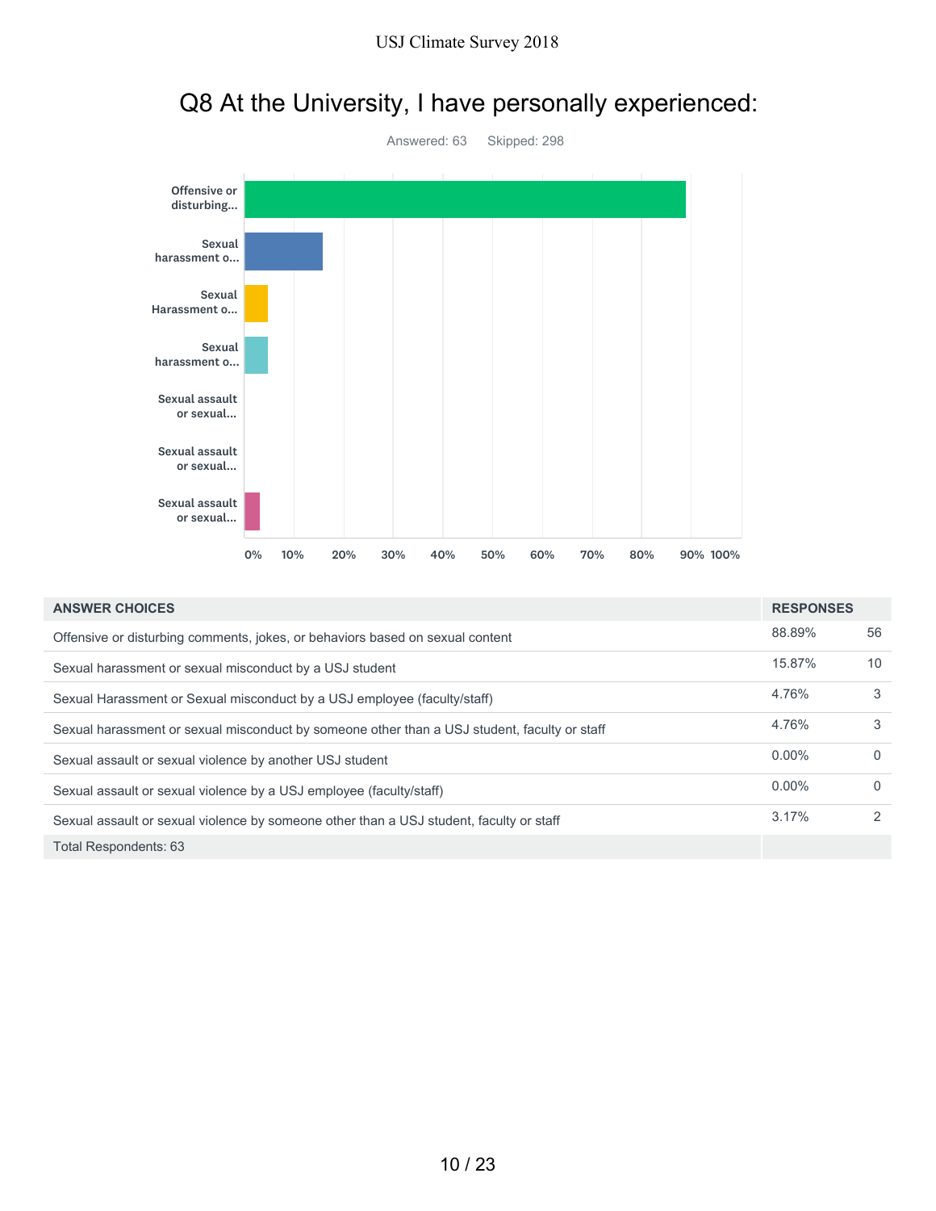# Q8 At the University, I have personally experienced:

Answered: 63 Skipped: 298

| ANSWER CHOICES | RESPONSES | |
|---|---|---|
| Offensive or disturbing comments, jokes, or behaviors based on sexual content | 88.89% | 56 |
| Sexual harassment or sexual misconduct by a USJ student | 15.87% | 10 |
| Sexual Harassment or Sexual misconduct by a USJ employee (faculty/staff) | 4.76% | 3 |
| Sexual harassment or sexual misconduct by someone other than a USJ student, faculty or staff | 4.76% | 3 |
| Sexual assault or sexual violence by another USJ student | 0.00% | 0 |
| Sexual assault or sexual violence by a USJ employee (faculty/staff) | 0.00% | 0 |
| Sexual assault or sexual violence by someone other than a USJ student, faculty or staff | 3.17% | 2 |
| Total Respondents: 63 | | |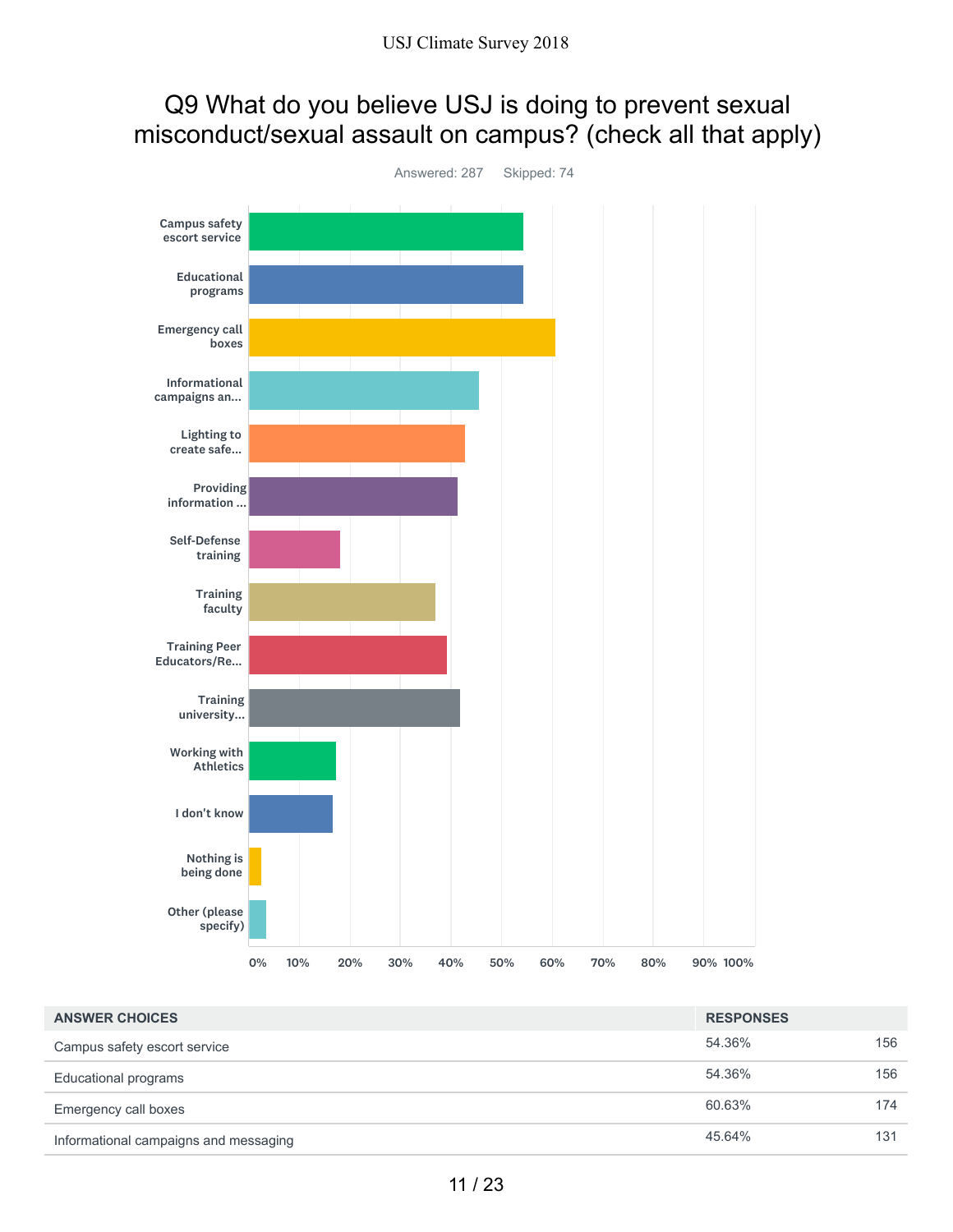# Q9 What do you believe USJ is doing to prevent sexual misconduct/sexual assault on campus? (check all that apply)

Answered: 287 Skipped: 74

| ANSWER CHOICES | RESPONSES | |
|---|---|---|
| Campus safety escort service | 54.36% | 156 |
| Educational programs | 54.36% | 156 |
| Emergency call boxes | 60.63% | 174 |
| Informational campaigns and messaging | 45.64% | 131 |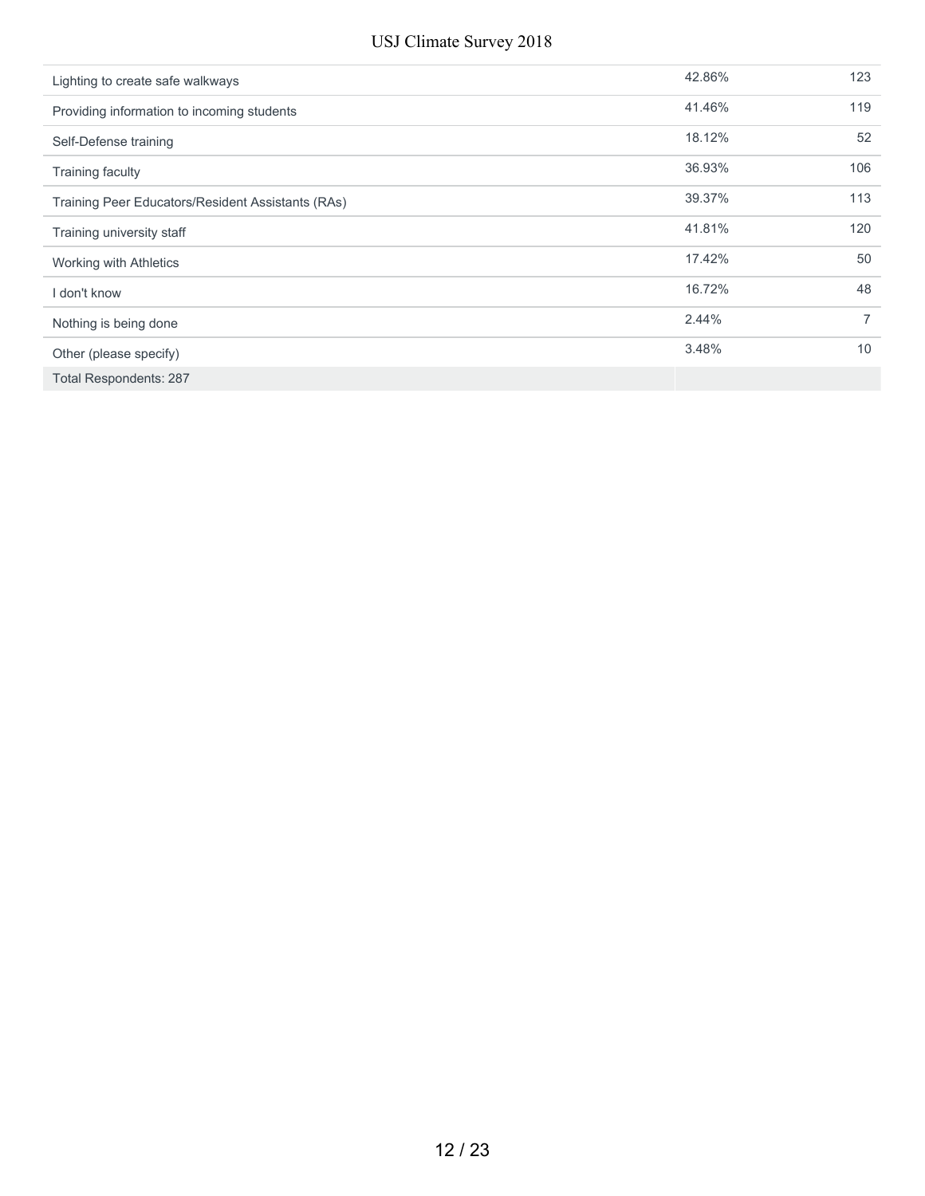| | | |
|---|---|---|
| Lighting to create safe walkways | 42.86% | 123 |
| Providing information to incoming students | 41.46% | 119 |
| Self-Defense training | 18.12% | 52 |
| Training faculty | 36.93% | 106 |
| Training Peer Educators/Resident Assistants (RAs) | 39.37% | 113 |
| Training university staff | 41.81% | 120 |
| Working with Athletics | 17.42% | 50 |
| I don't know | 16.72% | 48 |
| Nothing is being done | 2.44% | 7 |
| Other (please specify) | 3.48% | 10 |
| Total Respondents: 287 | | |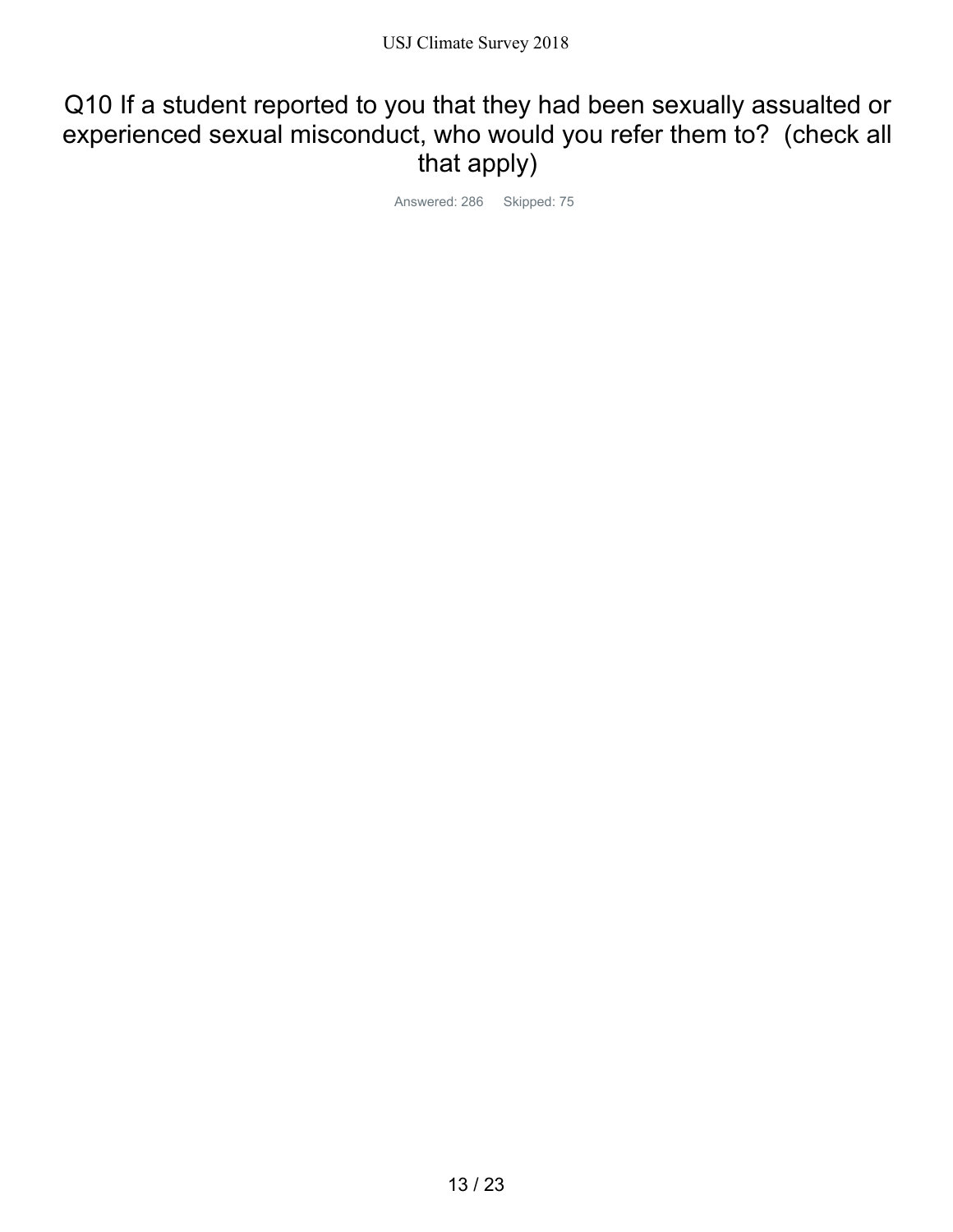# Q10 If a student reported to you that they had been sexually assualted or experienced sexual misconduct, who would you refer them to? (check all that apply)

Answered: 286 Skipped: 75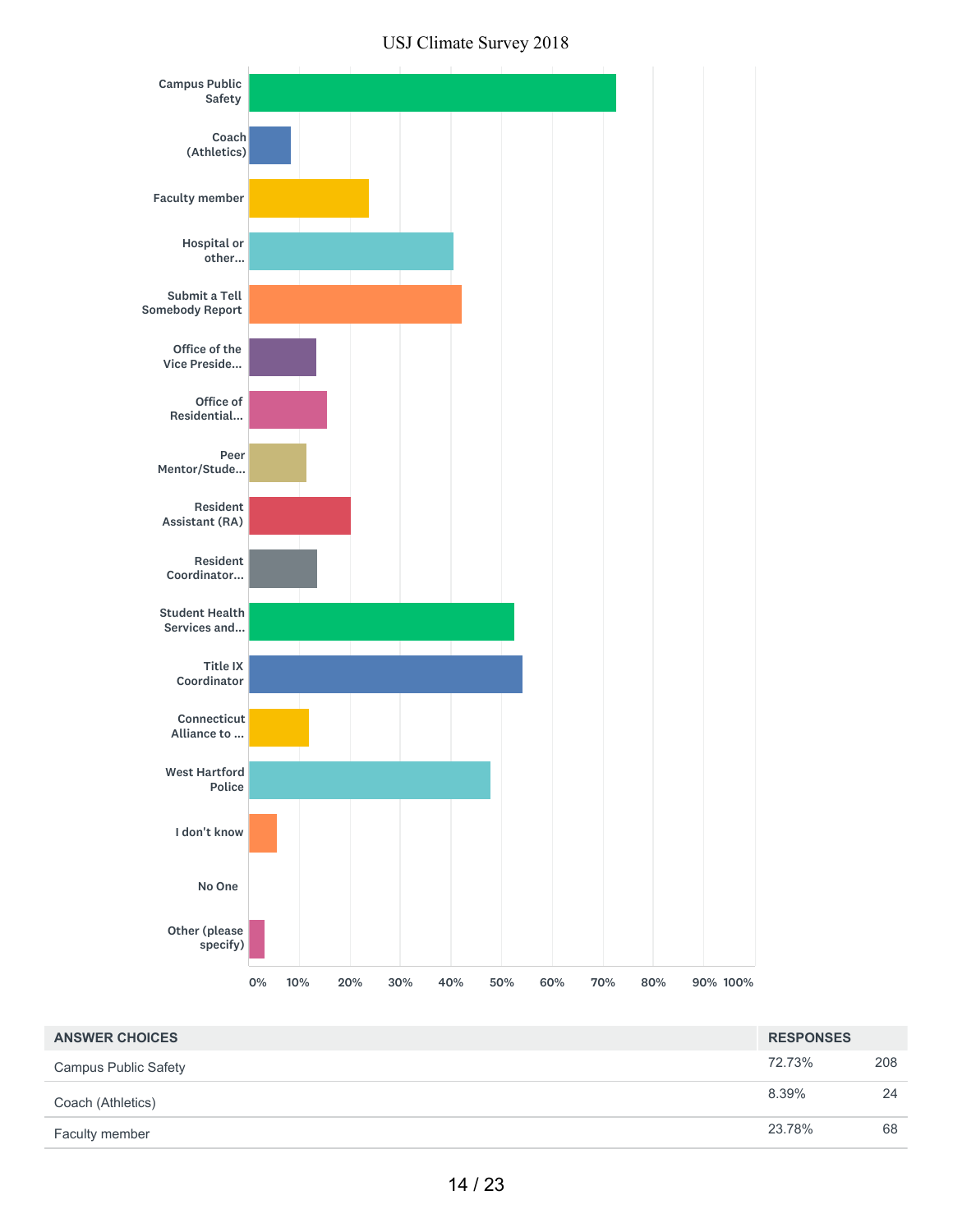USJ Climate Survey 2018

| Answer | Approx. % |
| --- | --- |
| Campus Public Safety | 72.73% |
| Coach (Athletics) | 8.39% |
| Faculty member | 23.78% |
| Hospital or other... | ~40% |
| Submit a Tell Somebody Report | ~42% |
| Office of the Vice Preside... | ~13% |
| Office of Residential... | ~15% |
| Peer Mentor/Stude... | ~11% |
| Resident Assistant (RA) | ~20% |
| Resident Coordinator... | ~13% |
| Student Health Services and... | ~52% |
| Title IX Coordinator | ~54% |
| Connecticut Alliance to ... | ~12% |
| West Hartford Police | ~48% |
| I don't know | ~5% |
| No One | 0% |
| Other (please specify) | ~3% |

Percentages marked "~" are estimated from the bar chart; the exact figures shown on this page are for Campus Public Safety, Coach (Athletics), and Faculty member.

| ANSWER CHOICES | RESPONSES | |
| --- | --- | --- |
| Campus Public Safety | 72.73% | 208 |
| Coach (Athletics) | 8.39% | 24 |
| Faculty member | 23.78% | 68 |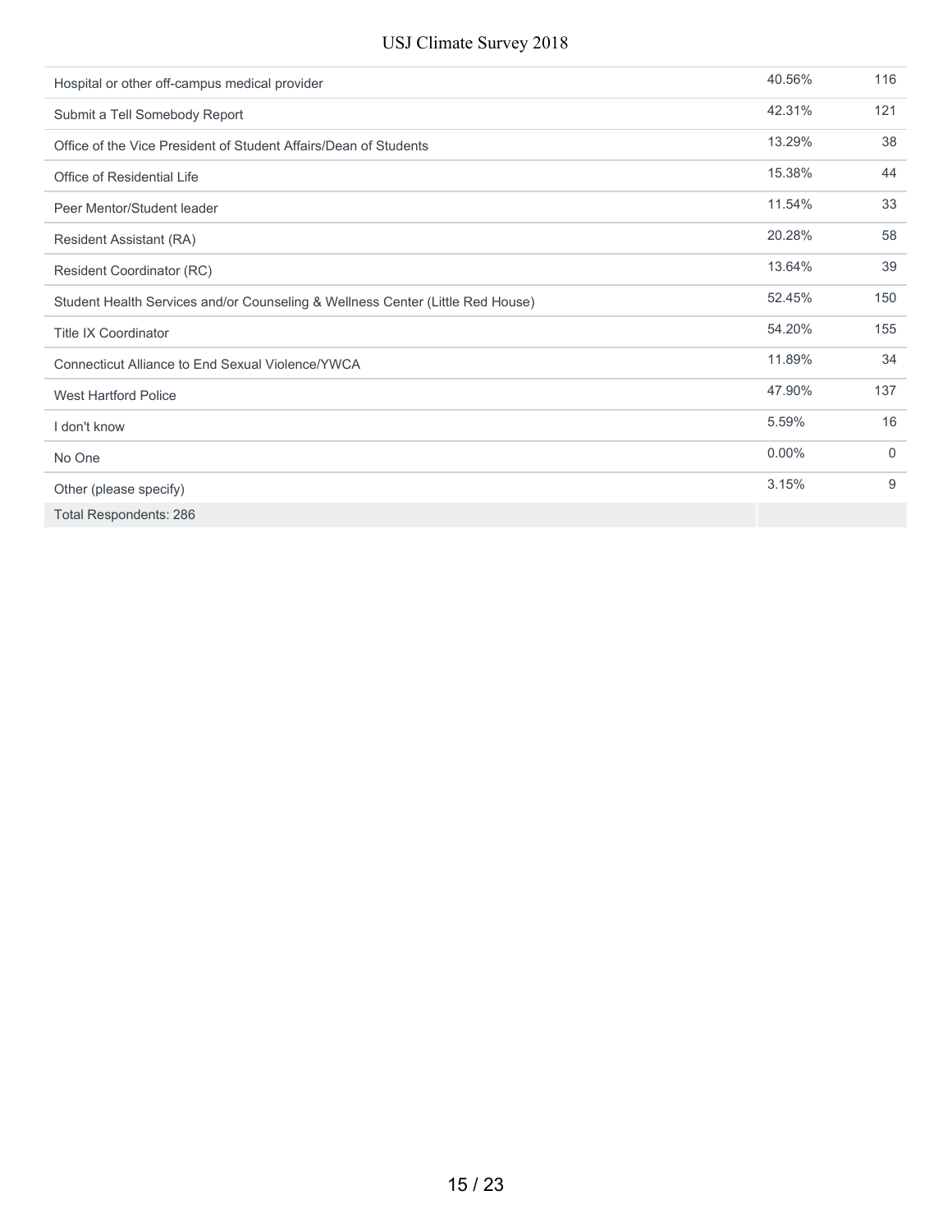| | | |
|---|---|---|
| Hospital or other off-campus medical provider | 40.56% | 116 |
| Submit a Tell Somebody Report | 42.31% | 121 |
| Office of the Vice President of Student Affairs/Dean of Students | 13.29% | 38 |
| Office of Residential Life | 15.38% | 44 |
| Peer Mentor/Student leader | 11.54% | 33 |
| Resident Assistant (RA) | 20.28% | 58 |
| Resident Coordinator (RC) | 13.64% | 39 |
| Student Health Services and/or Counseling & Wellness Center (Little Red House) | 52.45% | 150 |
| Title IX Coordinator | 54.20% | 155 |
| Connecticut Alliance to End Sexual Violence/YWCA | 11.89% | 34 |
| West Hartford Police | 47.90% | 137 |
| I don't know | 5.59% | 16 |
| No One | 0.00% | 0 |
| Other (please specify) | 3.15% | 9 |
| Total Respondents: 286 | | |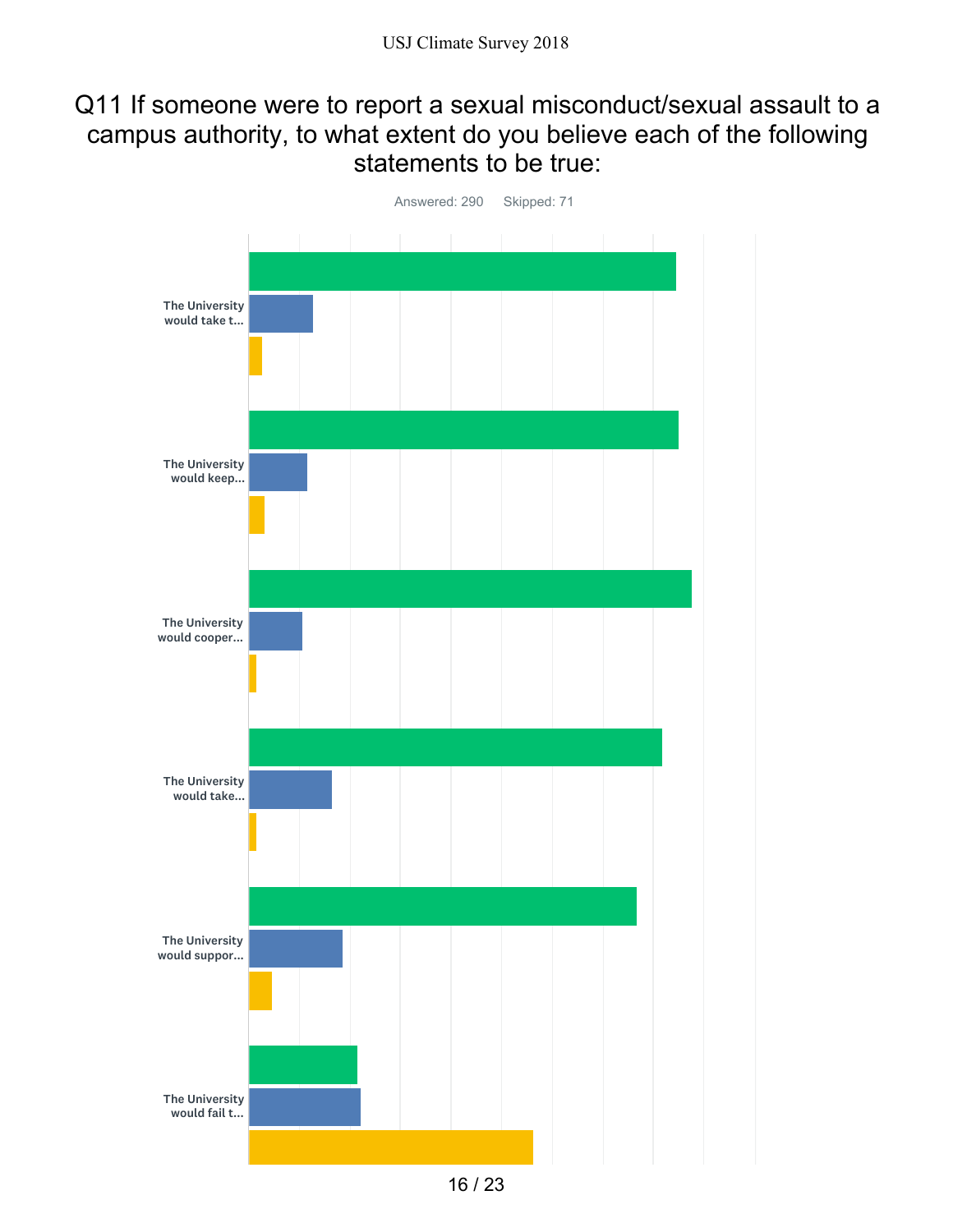# Q11 If someone were to report a sexual misconduct/sexual assault to a campus authority, to what extent do you believe each of the following statements to be true:

Answered: 290 Skipped: 71

The University would take t...

The University would keep...

The University would cooper...

The University would take...

The University would suppor...

The University would fail t...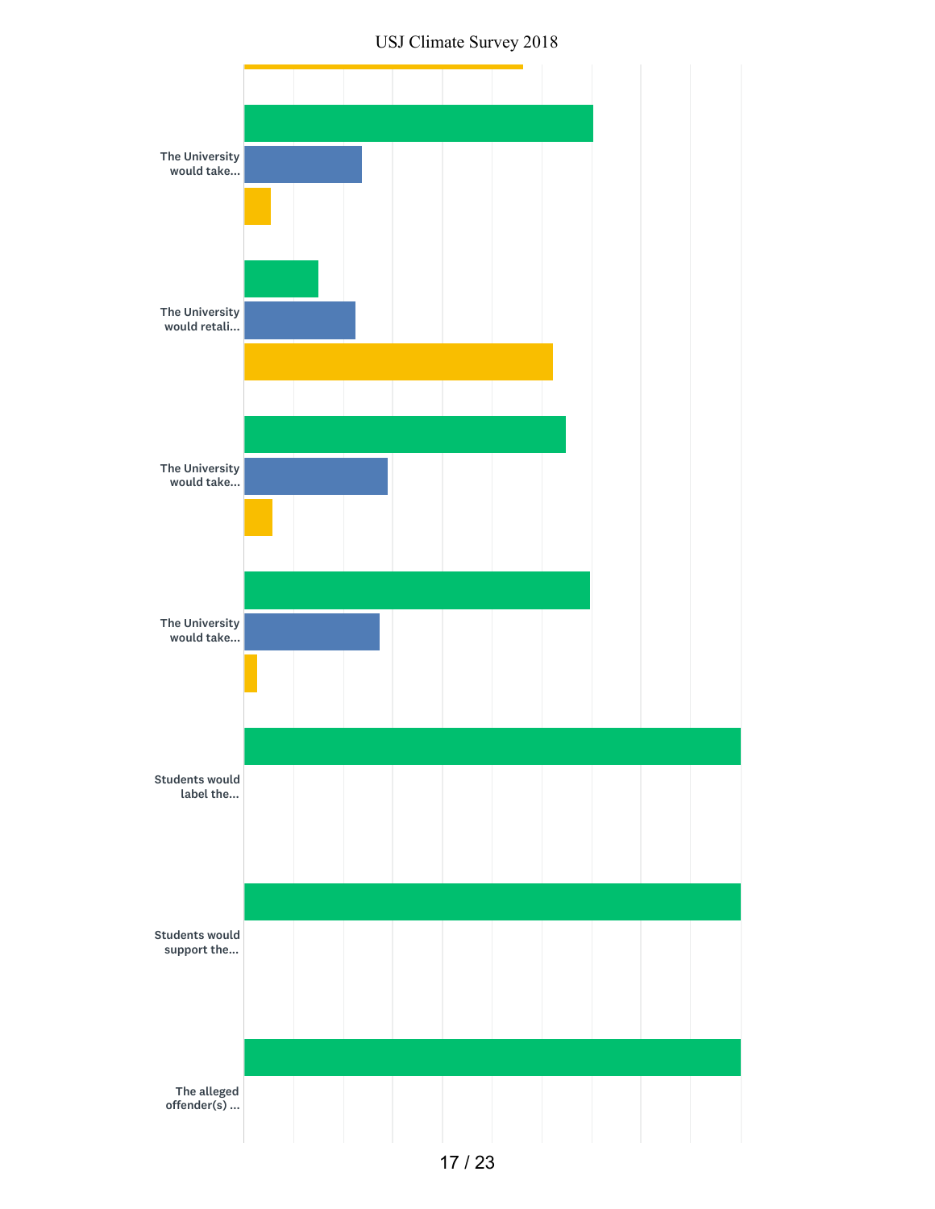The University would take...

The University would retali...

The University would take...

The University would take...

Students would label the...

Students would support the...

The alleged offender(s) ...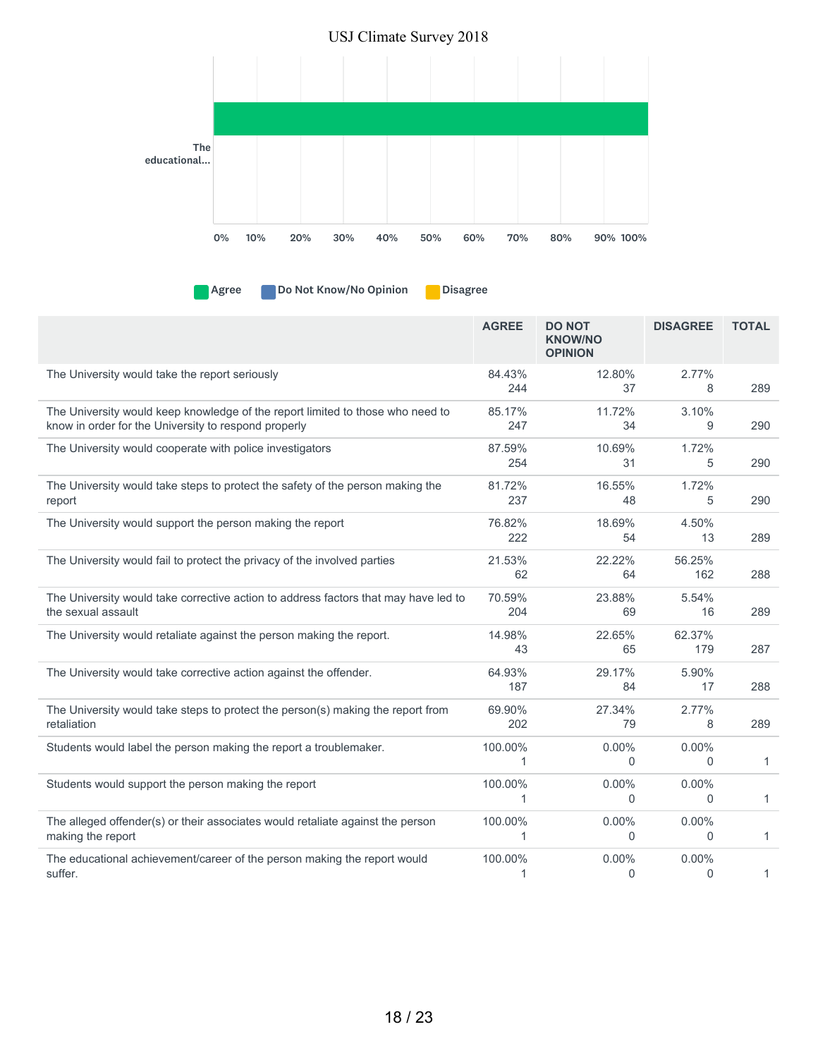USJ Climate Survey 2018

The educational...

0% 10% 20% 30% 40% 50% 60% 70% 80% 90% 100%

Agree | Do Not Know/No Opinion | Disagree

| | AGREE | DO NOT KNOW/NO OPINION | DISAGREE | TOTAL |
|---|---|---|---|---|
| The University would take the report seriously | 84.43% 244 | 12.80% 37 | 2.77% 8 | 289 |
| The University would keep knowledge of the report limited to those who need to know in order for the University to respond properly | 85.17% 247 | 11.72% 34 | 3.10% 9 | 290 |
| The University would cooperate with police investigators | 87.59% 254 | 10.69% 31 | 1.72% 5 | 290 |
| The University would take steps to protect the safety of the person making the report | 81.72% 237 | 16.55% 48 | 1.72% 5 | 290 |
| The University would support the person making the report | 76.82% 222 | 18.69% 54 | 4.50% 13 | 289 |
| The University would fail to protect the privacy of the involved parties | 21.53% 62 | 22.22% 64 | 56.25% 162 | 288 |
| The University would take corrective action to address factors that may have led to the sexual assault | 70.59% 204 | 23.88% 69 | 5.54% 16 | 289 |
| The University would retaliate against the person making the report. | 14.98% 43 | 22.65% 65 | 62.37% 179 | 287 |
| The University would take corrective action against the offender. | 64.93% 187 | 29.17% 84 | 5.90% 17 | 288 |
| The University would take steps to protect the person(s) making the report from retaliation | 69.90% 202 | 27.34% 79 | 2.77% 8 | 289 |
| Students would label the person making the report a troublemaker. | 100.00% 1 | 0.00% 0 | 0.00% 0 | 1 |
| Students would support the person making the report | 100.00% 1 | 0.00% 0 | 0.00% 0 | 1 |
| The alleged offender(s) or their associates would retaliate against the person making the report | 100.00% 1 | 0.00% 0 | 0.00% 0 | 1 |
| The educational achievement/career of the person making the report would suffer. | 100.00% 1 | 0.00% 0 | 0.00% 0 | 1 |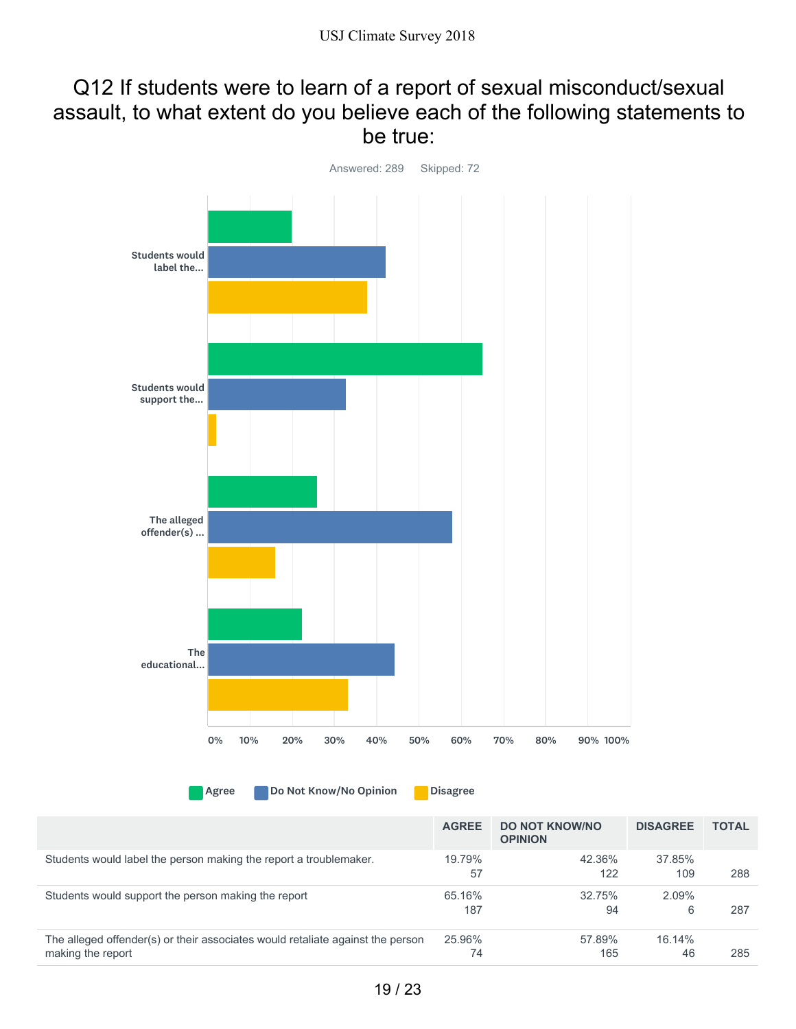# Q12 If students were to learn of a report of sexual misconduct/sexual assault, to what extent do you believe each of the following statements to be true:

Answered: 289 Skipped: 72

| | AGREE | DO NOT KNOW/NO OPINION | DISAGREE | TOTAL |
|---|---|---|---|---|
| Students would label the person making the report a troublemaker. | 19.79%<br>57 | 42.36%<br>122 | 37.85%<br>109 | 288 |
| Students would support the person making the report | 65.16%<br>187 | 32.75%<br>94 | 2.09%<br>6 | 287 |
| The alleged offender(s) or their associates would retaliate against the person making the report | 25.96%<br>74 | 57.89%<br>165 | 16.14%<br>46 | 285 |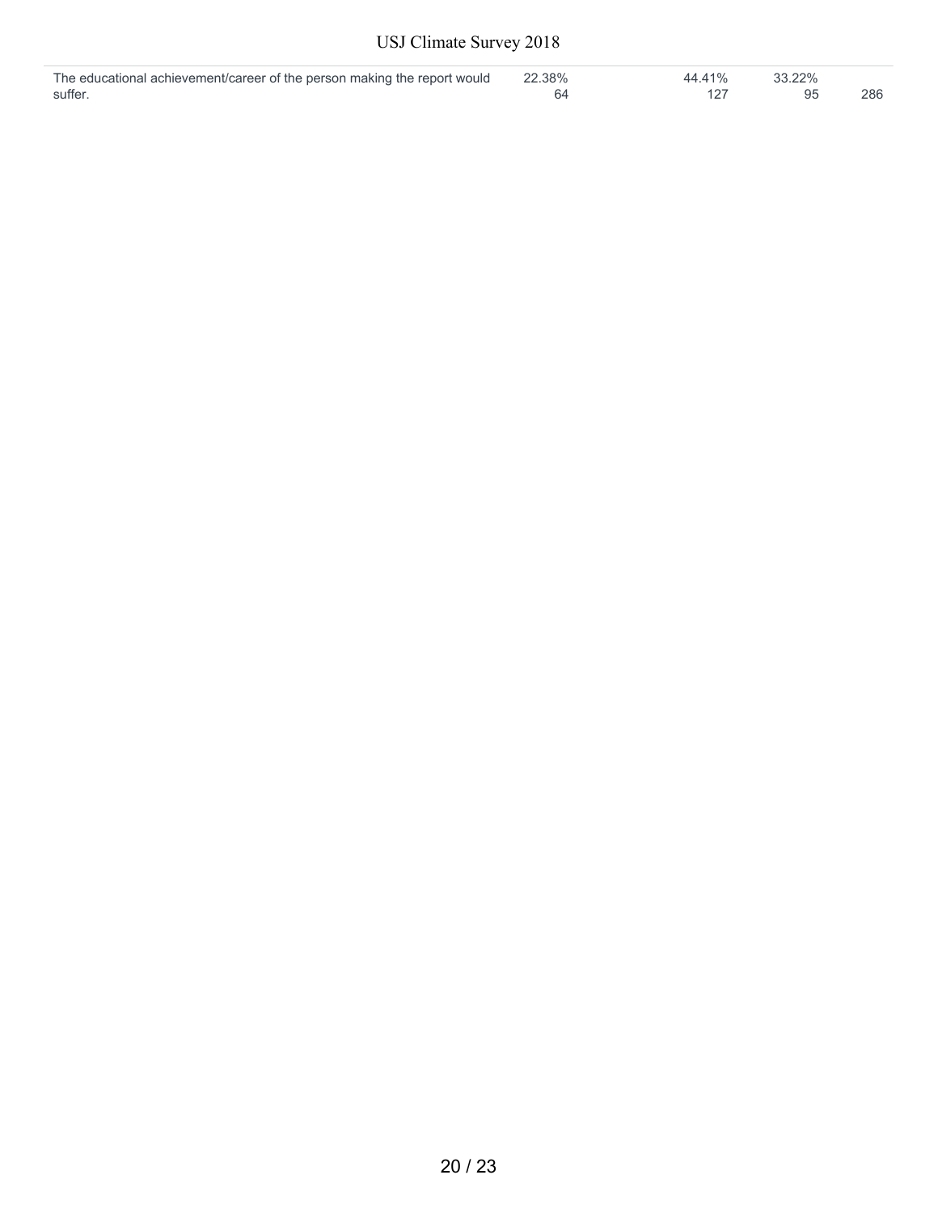| | | | | |
|---|---|---|---|---|
| The educational achievement/career of the person making the report would suffer. | 22.38%<br>64 | 44.41%<br>127 | 33.22%<br>95 | 286 |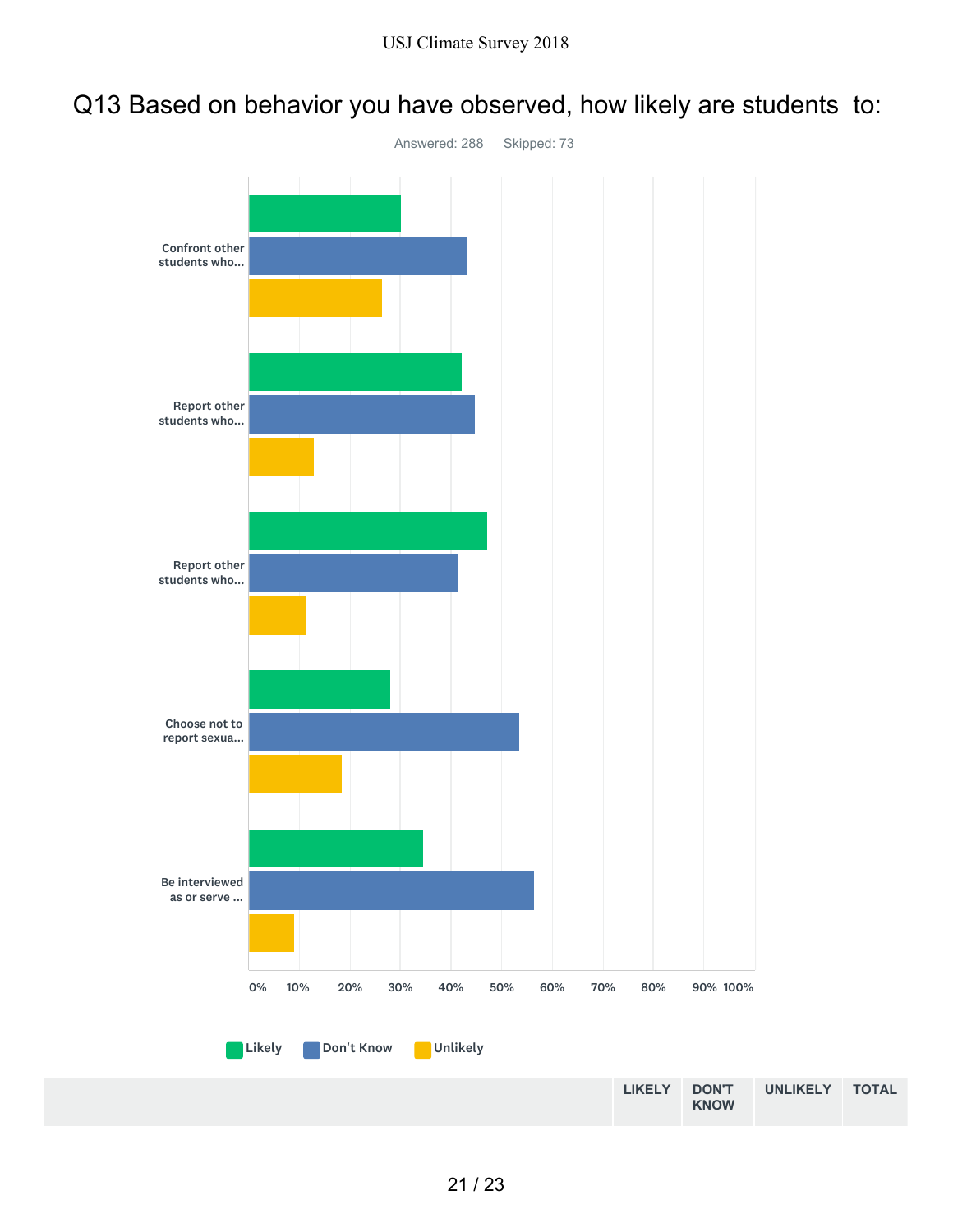# Q13 Based on behavior you have observed, how likely are students to:

Answered: 288 Skipped: 73

Confront other students who...

Report other students who...

Report other students who...

Choose not to report sexua...

Be interviewed as or serve ...

0% 10% 20% 30% 40% 50% 60% 70% 80% 90% 100%

Likely Don't Know Unlikely

| | LIKELY | DON'T KNOW | UNLIKELY | TOTAL |
|---|---|---|---|---|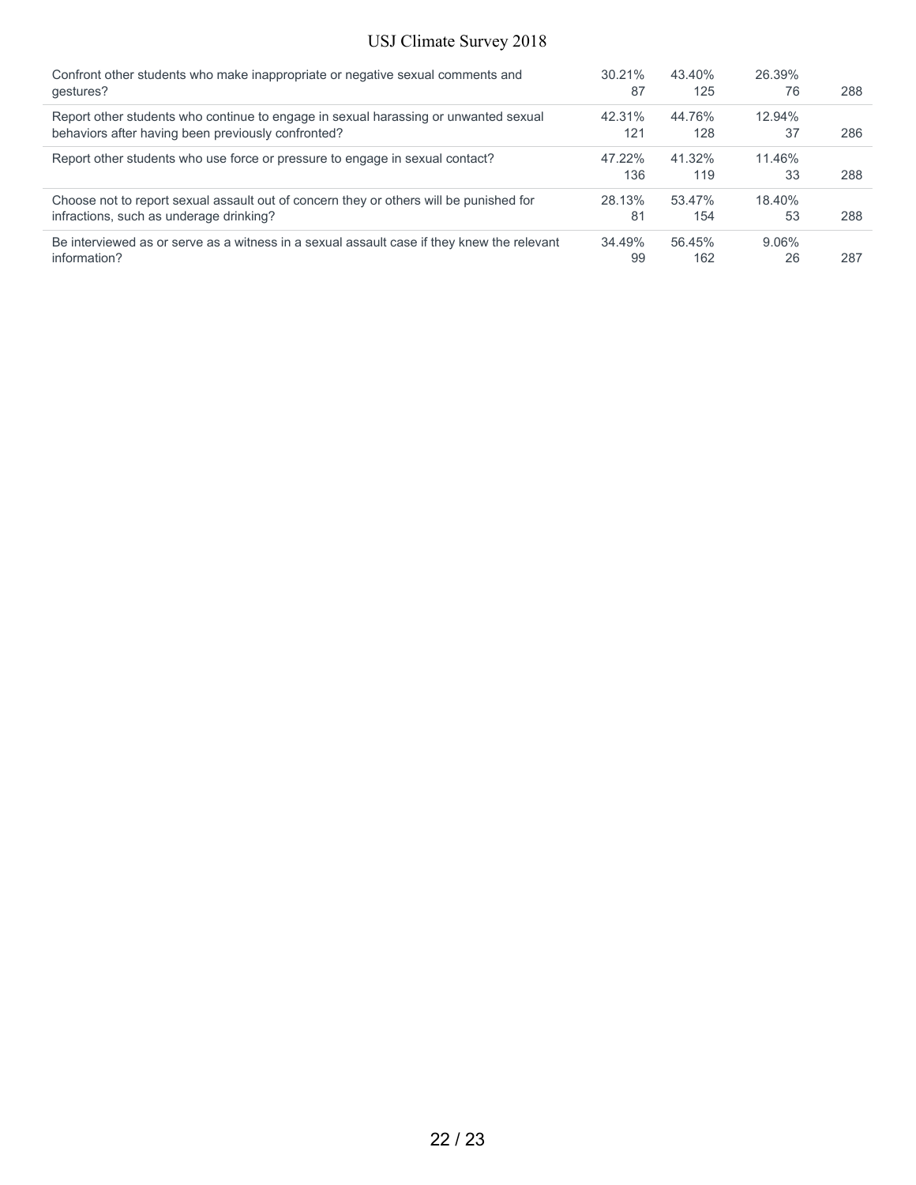| | | | | |
|---|---|---|---|---|
| Confront other students who make inappropriate or negative sexual comments and gestures? | 30.21%<br>87 | 43.40%<br>125 | 26.39%<br>76 | 288 |
| Report other students who continue to engage in sexual harassing or unwanted sexual behaviors after having been previously confronted? | 42.31%<br>121 | 44.76%<br>128 | 12.94%<br>37 | 286 |
| Report other students who use force or pressure to engage in sexual contact? | 47.22%<br>136 | 41.32%<br>119 | 11.46%<br>33 | 288 |
| Choose not to report sexual assault out of concern they or others will be punished for infractions, such as underage drinking? | 28.13%<br>81 | 53.47%<br>154 | 18.40%<br>53 | 288 |
| Be interviewed as or serve as a witness in a sexual assault case if they knew the relevant information? | 34.49%<br>99 | 56.45%<br>162 | 9.06%<br>26 | 287 |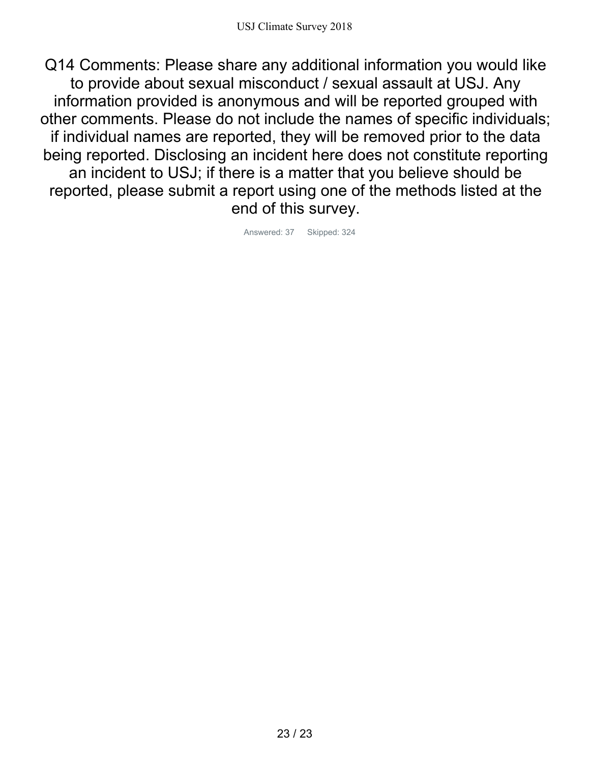## Q14 Comments: Please share any additional information you would like to provide about sexual misconduct / sexual assault at USJ. Any information provided is anonymous and will be reported grouped with other comments. Please do not include the names of specific individuals; if individual names are reported, they will be removed prior to the data being reported. Disclosing an incident here does not constitute reporting an incident to USJ; if there is a matter that you believe should be reported, please submit a report using one of the methods listed at the end of this survey.

Answered: 37 Skipped: 324